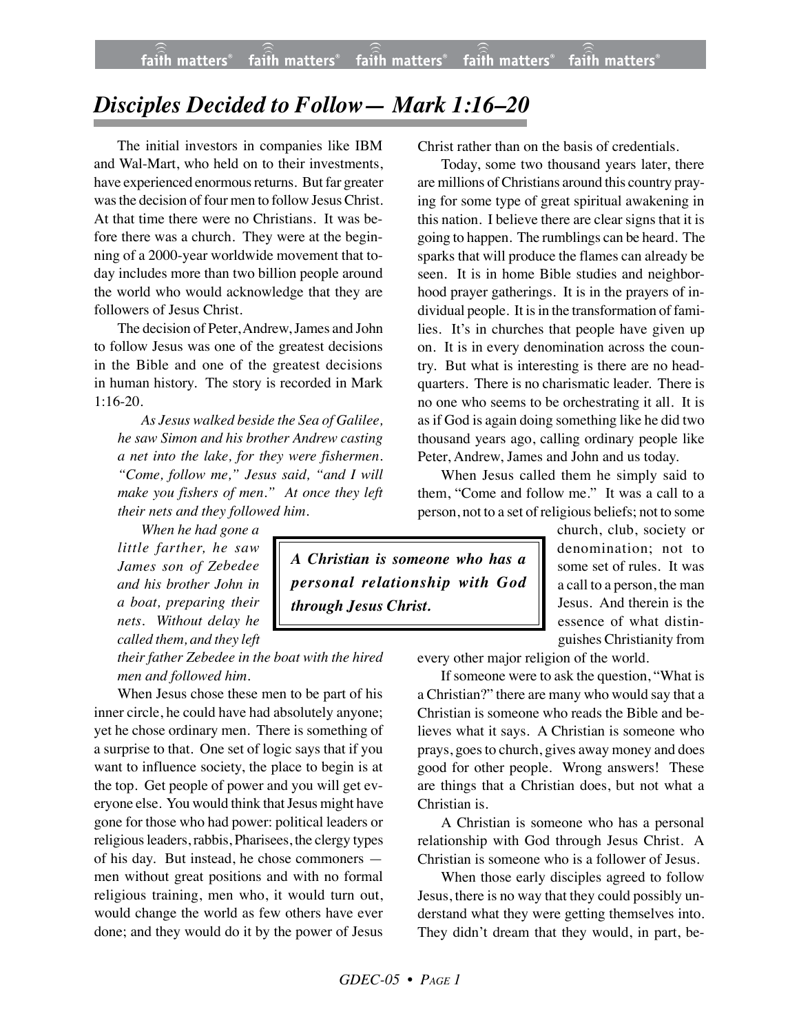# *Disciples Decided to Follow— Mark 1:16–20*

The initial investors in companies like IBM and Wal-Mart, who held on to their investments, have experienced enormous returns. But far greater was the decision of four men to follow Jesus Christ. At that time there were no Christians. It was before there was a church. They were at the beginning of a 2000-year worldwide movement that today includes more than two billion people around the world who would acknowledge that they are followers of Jesus Christ.

The decision of Peter, Andrew, James and John to follow Jesus was one of the greatest decisions in the Bible and one of the greatest decisions in human history. The story is recorded in Mark 1:16-20.

> *As Jesus walked beside the Sea of Galilee, he saw Simon and his brother Andrew casting a net into the lake, for they were fishermen. "Come, follow me," Jesus said, "and I will make you fishers of men." At once they left their nets and they followed him.*
>
> *When he had gone a little farther, he saw James son of Zebedee and his brother John in a boat, preparing their nets. Without delay he called them, and they left their father Zebedee in the boat with the hired men and followed him.*

When Jesus chose these men to be part of his inner circle, he could have had absolutely anyone; yet he chose ordinary men. There is something of a surprise to that. One set of logic says that if you want to influence society, the place to begin is at the top. Get people of power and you will get everyone else. You would think that Jesus might have gone for those who had power: political leaders or religious leaders, rabbis, Pharisees, the clergy types of his day. But instead, he chose commoners — men without great positions and with no formal religious training, men who, it would turn out, would change the world as few others have ever done; and they would do it by the power of Jesus Christ rather than on the basis of credentials.

Today, some two thousand years later, there are millions of Christians around this country praying for some type of great spiritual awakening in this nation. I believe there are clear signs that it is going to happen. The rumblings can be heard. The sparks that will produce the flames can already be seen. It is in home Bible studies and neighborhood prayer gatherings. It is in the prayers of individual people. It is in the transformation of families. It's in churches that people have given up on. It is in every denomination across the country. But what is interesting is there are no headquarters. There is no charismatic leader. There is no one who seems to be orchestrating it all. It is as if God is again doing something like he did two thousand years ago, calling ordinary people like Peter, Andrew, James and John and us today.

When Jesus called them he simply said to them, "Come and follow me." It was a call to a person, not to a set of religious beliefs; not to some church, club, society or denomination; not to some set of rules. It was a call to a person, the man Jesus. And therein is the essence of what distinguishes Christianity from every other major religion of the world.

> ***A Christian is someone who has a personal relationship with God through Jesus Christ.***

If someone were to ask the question, "What is a Christian?" there are many who would say that a Christian is someone who reads the Bible and believes what it says. A Christian is someone who prays, goes to church, gives away money and does good for other people. Wrong answers! These are things that a Christian does, but not what a Christian is.

A Christian is someone who has a personal relationship with God through Jesus Christ. A Christian is someone who is a follower of Jesus.

When those early disciples agreed to follow Jesus, there is no way that they could possibly understand what they were getting themselves into. They didn't dream that they would, in part, be-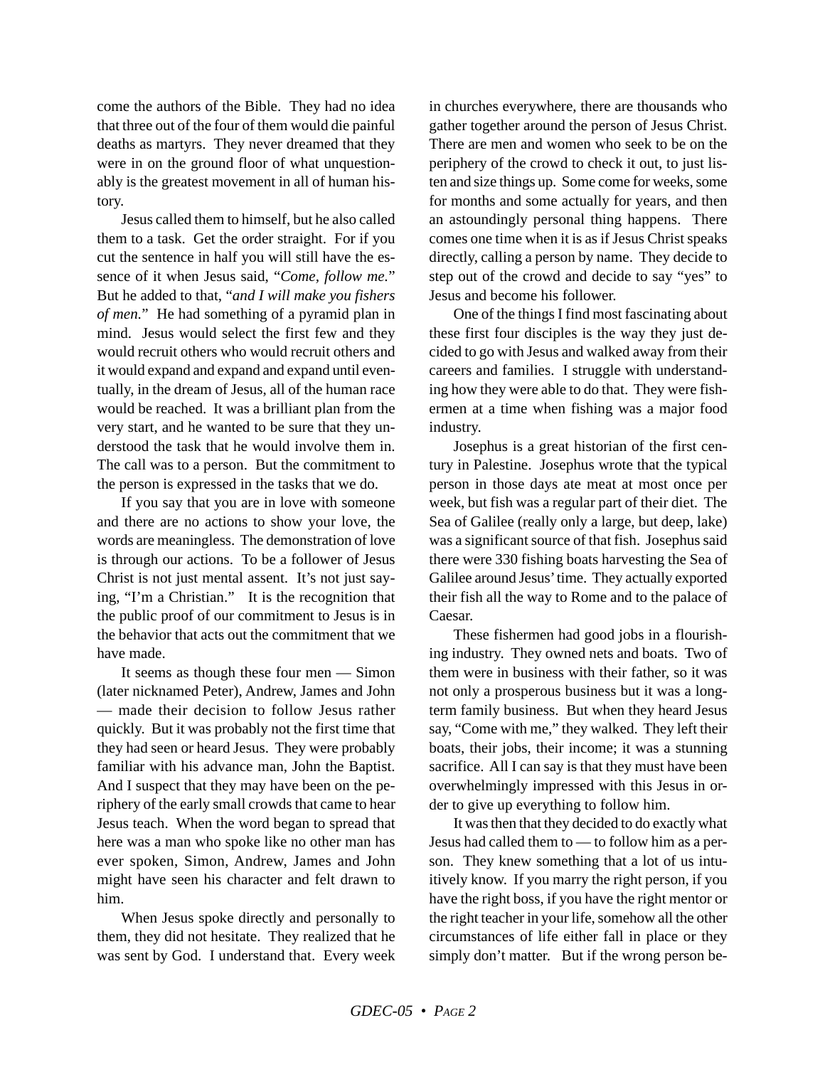come the authors of the Bible. They had no idea that three out of the four of them would die painful deaths as martyrs. They never dreamed that they were in on the ground floor of what unquestionably is the greatest movement in all of human history.

Jesus called them to himself, but he also called them to a task. Get the order straight. For if you cut the sentence in half you will still have the essence of it when Jesus said, "*Come, follow me.*" But he added to that, "*and I will make you fishers of men.*" He had something of a pyramid plan in mind. Jesus would select the first few and they would recruit others who would recruit others and it would expand and expand and expand until eventually, in the dream of Jesus, all of the human race would be reached. It was a brilliant plan from the very start, and he wanted to be sure that they understood the task that he would involve them in. The call was to a person. But the commitment to the person is expressed in the tasks that we do.

If you say that you are in love with someone and there are no actions to show your love, the words are meaningless. The demonstration of love is through our actions. To be a follower of Jesus Christ is not just mental assent. It's not just saying, "I'm a Christian." It is the recognition that the public proof of our commitment to Jesus is in the behavior that acts out the commitment that we have made.

It seems as though these four men — Simon (later nicknamed Peter), Andrew, James and John — made their decision to follow Jesus rather quickly. But it was probably not the first time that they had seen or heard Jesus. They were probably familiar with his advance man, John the Baptist. And I suspect that they may have been on the periphery of the early small crowds that came to hear Jesus teach. When the word began to spread that here was a man who spoke like no other man has ever spoken, Simon, Andrew, James and John might have seen his character and felt drawn to him.

When Jesus spoke directly and personally to them, they did not hesitate. They realized that he was sent by God. I understand that. Every week in churches everywhere, there are thousands who gather together around the person of Jesus Christ. There are men and women who seek to be on the periphery of the crowd to check it out, to just listen and size things up. Some come for weeks, some for months and some actually for years, and then an astoundingly personal thing happens. There comes one time when it is as if Jesus Christ speaks directly, calling a person by name. They decide to step out of the crowd and decide to say "yes" to Jesus and become his follower.

One of the things I find most fascinating about these first four disciples is the way they just decided to go with Jesus and walked away from their careers and families. I struggle with understanding how they were able to do that. They were fishermen at a time when fishing was a major food industry.

Josephus is a great historian of the first century in Palestine. Josephus wrote that the typical person in those days ate meat at most once per week, but fish was a regular part of their diet. The Sea of Galilee (really only a large, but deep, lake) was a significant source of that fish. Josephus said there were 330 fishing boats harvesting the Sea of Galilee around Jesus' time. They actually exported their fish all the way to Rome and to the palace of Caesar.

These fishermen had good jobs in a flourishing industry. They owned nets and boats. Two of them were in business with their father, so it was not only a prosperous business but it was a long-term family business. But when they heard Jesus say, "Come with me," they walked. They left their boats, their jobs, their income; it was a stunning sacrifice. All I can say is that they must have been overwhelmingly impressed with this Jesus in order to give up everything to follow him.

It was then that they decided to do exactly what Jesus had called them to — to follow him as a person. They knew something that a lot of us intuitively know. If you marry the right person, if you have the right boss, if you have the right mentor or the right teacher in your life, somehow all the other circumstances of life either fall in place or they simply don't matter. But if the wrong person be-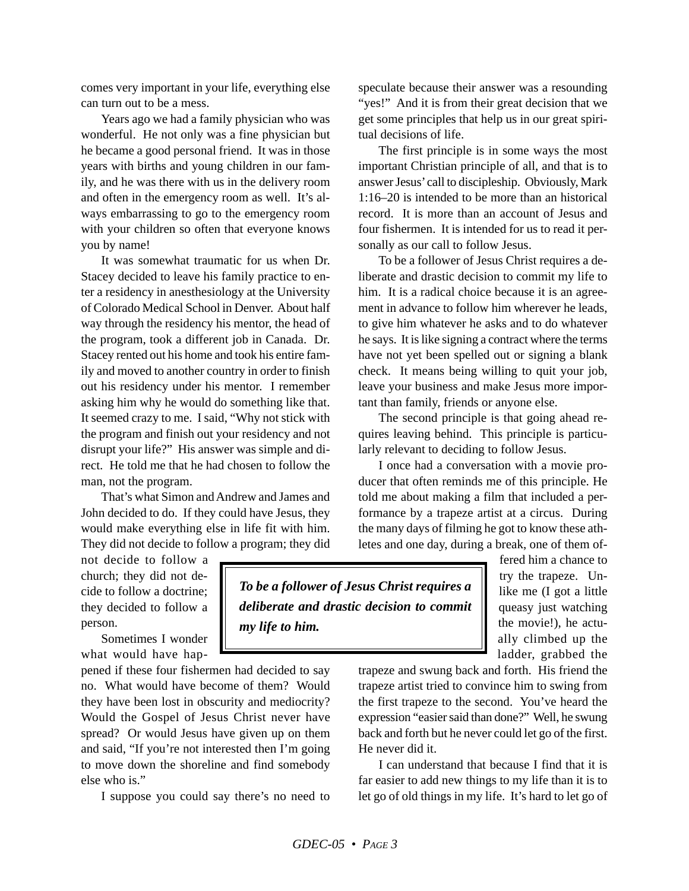comes very important in your life, everything else can turn out to be a mess.

Years ago we had a family physician who was wonderful. He not only was a fine physician but he became a good personal friend. It was in those years with births and young children in our family, and he was there with us in the delivery room and often in the emergency room as well. It's always embarrassing to go to the emergency room with your children so often that everyone knows you by name!

It was somewhat traumatic for us when Dr. Stacey decided to leave his family practice to enter a residency in anesthesiology at the University of Colorado Medical School in Denver. About half way through the residency his mentor, the head of the program, took a different job in Canada. Dr. Stacey rented out his home and took his entire family and moved to another country in order to finish out his residency under his mentor. I remember asking him why he would do something like that. It seemed crazy to me. I said, "Why not stick with the program and finish out your residency and not disrupt your life?" His answer was simple and direct. He told me that he had chosen to follow the man, not the program.

That's what Simon and Andrew and James and John decided to do. If they could have Jesus, they would make everything else in life fit with him. They did not decide to follow a program; they did not decide to follow a church; they did not decide to follow a doctrine; they decided to follow a person.

Sometimes I wonder what would have happened if these four fishermen had decided to say no. What would have become of them? Would they have been lost in obscurity and mediocrity? Would the Gospel of Jesus Christ never have spread? Or would Jesus have given up on them and said, "If you're not interested then I'm going to move down the shoreline and find somebody else who is."

I suppose you could say there's no need to speculate because their answer was a resounding "yes!" And it is from their great decision that we get some principles that help us in our great spiritual decisions of life.

The first principle is in some ways the most important Christian principle of all, and that is to answer Jesus' call to discipleship. Obviously, Mark 1:16–20 is intended to be more than an historical record. It is more than an account of Jesus and four fishermen. It is intended for us to read it personally as our call to follow Jesus.

To be a follower of Jesus Christ requires a deliberate and drastic decision to commit my life to him. It is a radical choice because it is an agreement in advance to follow him wherever he leads, to give him whatever he asks and to do whatever he says. It is like signing a contract where the terms have not yet been spelled out or signing a blank check. It means being willing to quit your job, leave your business and make Jesus more important than family, friends or anyone else.

The second principle is that going ahead requires leaving behind. This principle is particularly relevant to deciding to follow Jesus.

I once had a conversation with a movie producer that often reminds me of this principle. He told me about making a film that included a performance by a trapeze artist at a circus. During the many days of filming he got to know these athletes and one day, during a break, one of them offered him a chance to try the trapeze. Unlike me (I got a little queasy just watching the movie!), he actually climbed up the ladder, grabbed the trapeze and swung back and forth. His friend the trapeze artist tried to convince him to swing from the first trapeze to the second. You've heard the expression "easier said than done?" Well, he swung back and forth but he never could let go of the first. He never did it.

> ***To be a follower of Jesus Christ requires a deliberate and drastic decision to commit my life to him.***

I can understand that because I find that it is far easier to add new things to my life than it is to let go of old things in my life. It's hard to let go of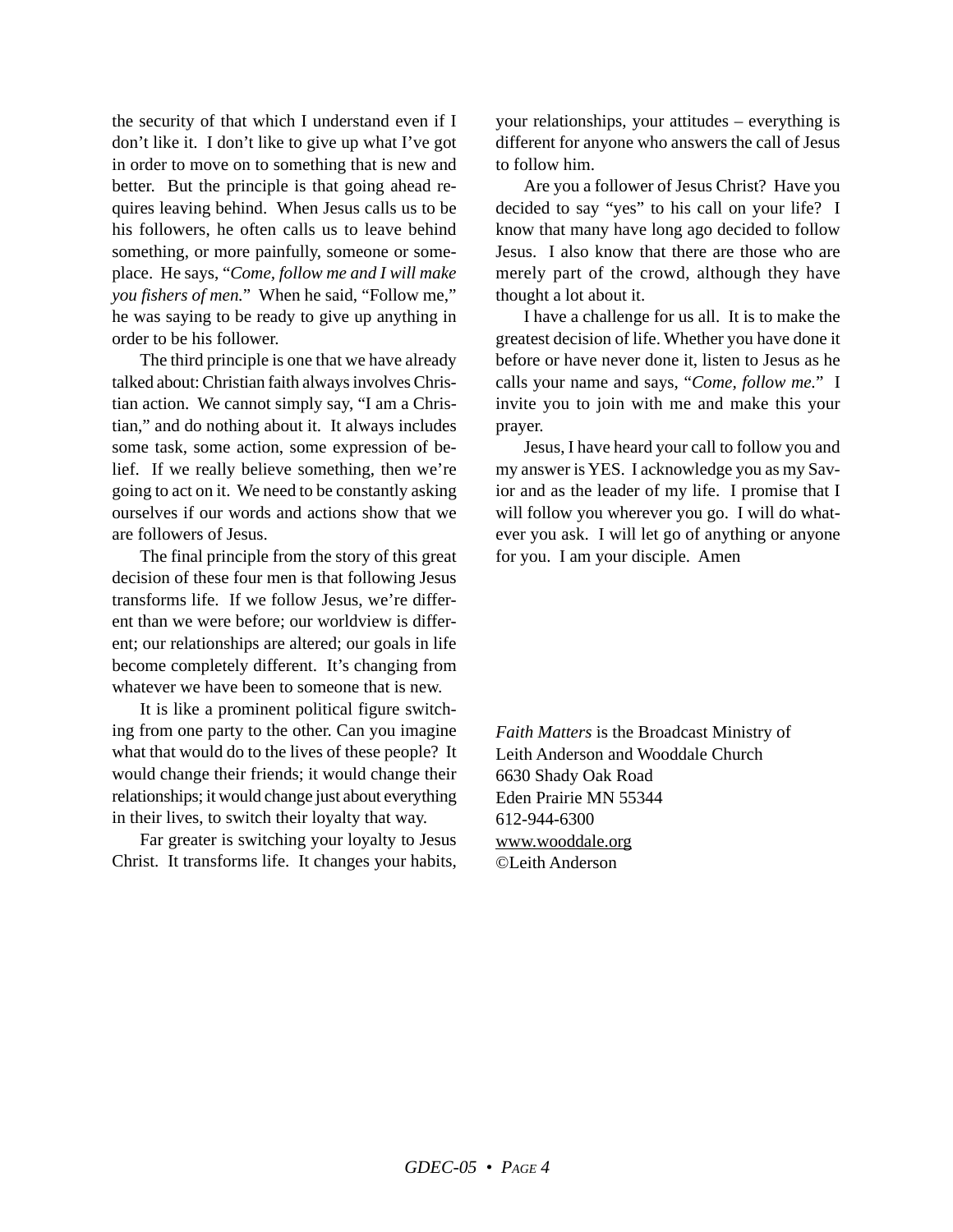the security of that which I understand even if I don't like it. I don't like to give up what I've got in order to move on to something that is new and better. But the principle is that going ahead requires leaving behind. When Jesus calls us to be his followers, he often calls us to leave behind something, or more painfully, someone or someplace. He says, "*Come, follow me and I will make you fishers of men.*" When he said, "Follow me," he was saying to be ready to give up anything in order to be his follower.

The third principle is one that we have already talked about: Christian faith always involves Christian action. We cannot simply say, "I am a Christian," and do nothing about it. It always includes some task, some action, some expression of belief. If we really believe something, then we're going to act on it. We need to be constantly asking ourselves if our words and actions show that we are followers of Jesus.

The final principle from the story of this great decision of these four men is that following Jesus transforms life. If we follow Jesus, we're different than we were before; our worldview is different; our relationships are altered; our goals in life become completely different. It's changing from whatever we have been to someone that is new.

It is like a prominent political figure switching from one party to the other. Can you imagine what that would do to the lives of these people? It would change their friends; it would change their relationships; it would change just about everything in their lives, to switch their loyalty that way.

Far greater is switching your loyalty to Jesus Christ. It transforms life. It changes your habits, your relationships, your attitudes – everything is different for anyone who answers the call of Jesus to follow him.

Are you a follower of Jesus Christ? Have you decided to say "yes" to his call on your life? I know that many have long ago decided to follow Jesus. I also know that there are those who are merely part of the crowd, although they have thought a lot about it.

I have a challenge for us all. It is to make the greatest decision of life. Whether you have done it before or have never done it, listen to Jesus as he calls your name and says, "*Come, follow me.*" I invite you to join with me and make this your prayer.

Jesus, I have heard your call to follow you and my answer is YES. I acknowledge you as my Savior and as the leader of my life. I promise that I will follow you wherever you go. I will do whatever you ask. I will let go of anything or anyone for you. I am your disciple. Amen

*Faith Matters* is the Broadcast Ministry of
Leith Anderson and Wooddale Church
6630 Shady Oak Road
Eden Prairie MN 55344
612-944-6300
www.wooddale.org
©Leith Anderson